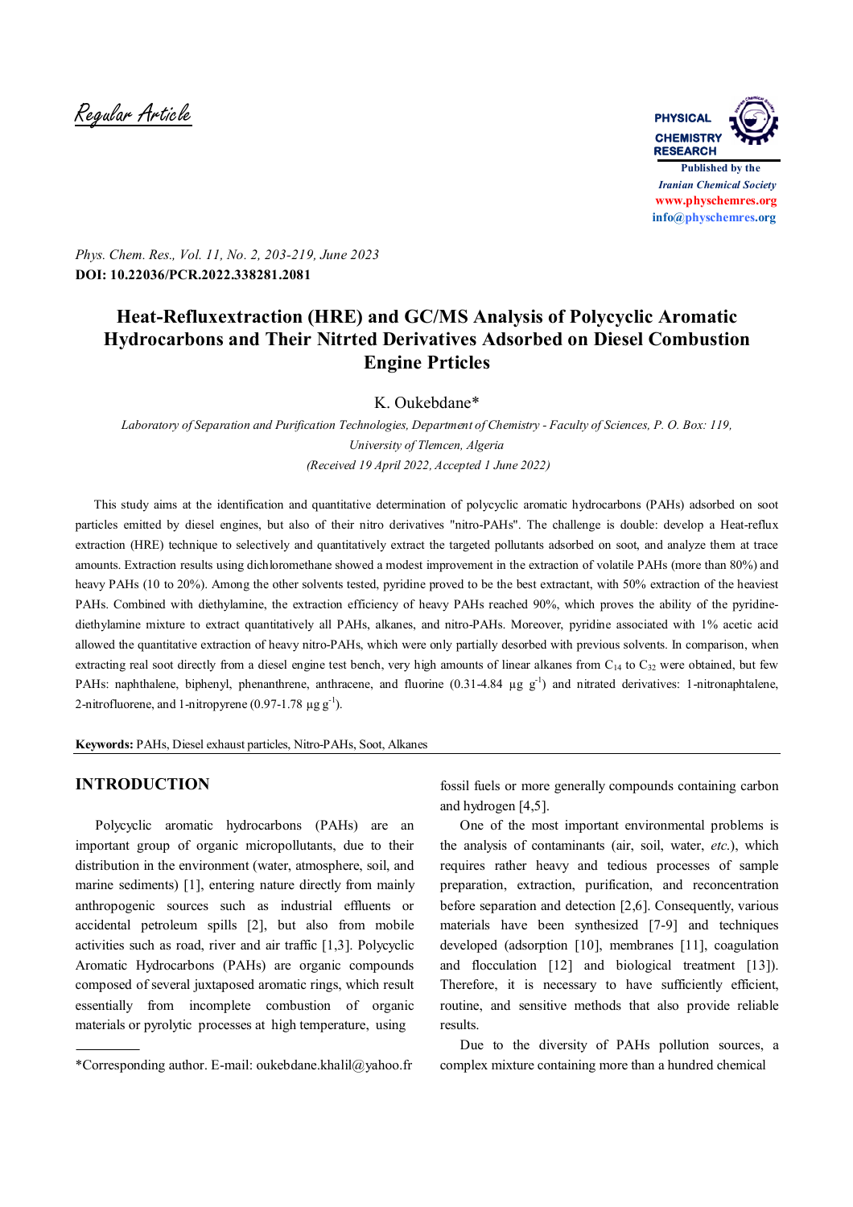Regular Article

Phys. Chem. Res., Vol. 11, No. 2, 203-219, June 2023

**DOI: 10.22036/PCR.2022.338281.2081**

# Heat-Refluxextraction (HRE) and GC/MS Analysis of Polycyclic Aromatic Hydrocarbons and Their Nitrted Derivatives Adsorbed on Diesel Combustion Engine Prticles

K. Oukebdane*

*Laboratory of Separation and Purification Technologies, Department of Chemistry - Faculty of Sciences, P. O. Box: 119, University of Tlemcen, Algeria*

*(Received 19 April 2022, Accepted 1 June 2022)*

This study aims at the identification and quantitative determination of polycyclic aromatic hydrocarbons (PAHs) adsorbed on soot particles emitted by diesel engines, but also of their nitro derivatives "nitro-PAHs". The challenge is double: develop a Heat-reflux extraction (HRE) technique to selectively and quantitatively extract the targeted pollutants adsorbed on soot, and analyze them at trace amounts. Extraction results using dichloromethane showed a modest improvement in the extraction of volatile PAHs (more than 80%) and heavy PAHs (10 to 20%). Among the other solvents tested, pyridine proved to be the best extractant, with 50% extraction of the heaviest PAHs. Combined with diethylamine, the extraction efficiency of heavy PAHs reached 90%, which proves the ability of the pyridine-diethylamine mixture to extract quantitatively all PAHs, alkanes, and nitro-PAHs. Moreover, pyridine associated with 1% acetic acid allowed the quantitative extraction of heavy nitro-PAHs, which were only partially desorbed with previous solvents. In comparison, when extracting real soot directly from a diesel engine test bench, very high amounts of linear alkanes from $C_{14}$ to $C_{32}$ were obtained, but few PAHs: naphthalene, biphenyl, phenanthrene, anthracene, and fluorine (0.31-4.84 $\mu g\ g^{-1}$) and nitrated derivatives: 1-nitronaphtalene, 2-nitrofluorene, and 1-nitropyrene (0.97-1.78 $\mu g\ g^{-1}$).

**Keywords:** PAHs, Diesel exhaust particles, Nitro-PAHs, Soot, Alkanes

## INTRODUCTION

Polycyclic aromatic hydrocarbons (PAHs) are an important group of organic micropollutants, due to their distribution in the environment (water, atmosphere, soil, and marine sediments) [1], entering nature directly from mainly anthropogenic sources such as industrial effluents or accidental petroleum spills [2], but also from mobile activities such as road, river and air traffic [1,3]. Polycyclic Aromatic Hydrocarbons (PAHs) are organic compounds composed of several juxtaposed aromatic rings, which result essentially from incomplete combustion of organic materials or pyrolytic processes at high temperature, using fossil fuels or more generally compounds containing carbon and hydrogen [4,5].

One of the most important environmental problems is the analysis of contaminants (air, soil, water, *etc.*), which requires rather heavy and tedious processes of sample preparation, extraction, purification, and reconcentration before separation and detection [2,6]. Consequently, various materials have been synthesized [7-9] and techniques developed (adsorption [10], membranes [11], coagulation and flocculation [12] and biological treatment [13]). Therefore, it is necessary to have sufficiently efficient, routine, and sensitive methods that also provide reliable results.

Due to the diversity of PAHs pollution sources, a complex mixture containing more than a hundred chemical

*Corresponding author. E-mail: oukebdane.khalil@yahoo.fr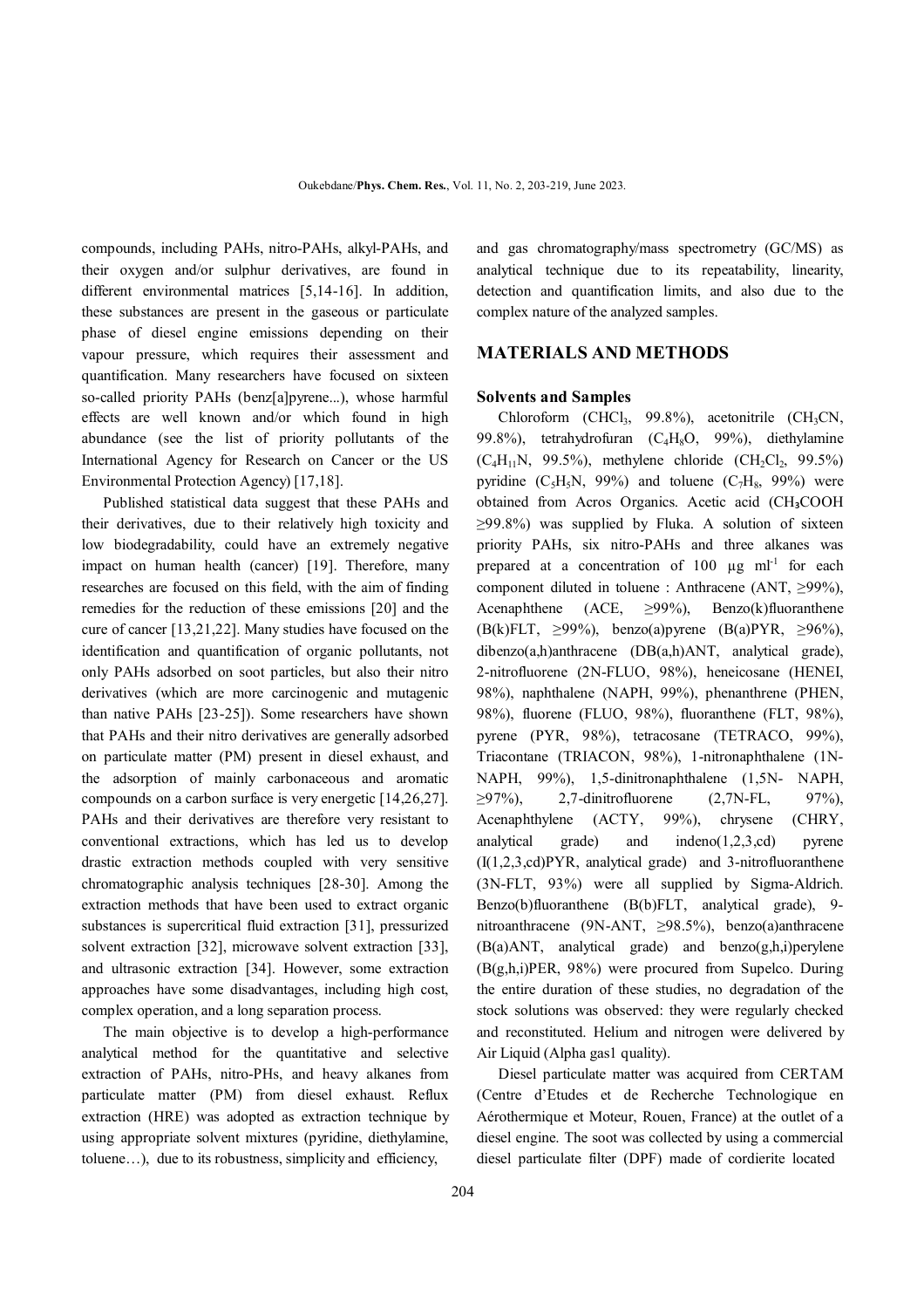compounds, including PAHs, nitro-PAHs, alkyl-PAHs, and their oxygen and/or sulphur derivatives, are found in different environmental matrices [5,14-16]. In addition, these substances are present in the gaseous or particulate phase of diesel engine emissions depending on their vapour pressure, which requires their assessment and quantification. Many researchers have focused on sixteen so-called priority PAHs (benz[a]pyrene...), whose harmful effects are well known and/or which found in high abundance (see the list of priority pollutants of the International Agency for Research on Cancer or the US Environmental Protection Agency) [17,18].

Published statistical data suggest that these PAHs and their derivatives, due to their relatively high toxicity and low biodegradability, could have an extremely negative impact on human health (cancer) [19]. Therefore, many researches are focused on this field, with the aim of finding remedies for the reduction of these emissions [20] and the cure of cancer [13,21,22]. Many studies have focused on the identification and quantification of organic pollutants, not only PAHs adsorbed on soot particles, but also their nitro derivatives (which are more carcinogenic and mutagenic than native PAHs [23-25]). Some researchers have shown that PAHs and their nitro derivatives are generally adsorbed on particulate matter (PM) present in diesel exhaust, and the adsorption of mainly carbonaceous and aromatic compounds on a carbon surface is very energetic [14,26,27]. PAHs and their derivatives are therefore very resistant to conventional extractions, which has led us to develop drastic extraction methods coupled with very sensitive chromatographic analysis techniques [28-30]. Among the extraction methods that have been used to extract organic substances is supercritical fluid extraction [31], pressurized solvent extraction [32], microwave solvent extraction [33], and ultrasonic extraction [34]. However, some extraction approaches have some disadvantages, including high cost, complex operation, and a long separation process.

The main objective is to develop a high-performance analytical method for the quantitative and selective extraction of PAHs, nitro-PHs, and heavy alkanes from particulate matter (PM) from diesel exhaust. Reflux extraction (HRE) was adopted as extraction technique by using appropriate solvent mixtures (pyridine, diethylamine, toluene…), due to its robustness, simplicity and efficiency, and gas chromatography/mass spectrometry (GC/MS) as analytical technique due to its repeatability, linearity, detection and quantification limits, and also due to the complex nature of the analyzed samples.

## MATERIALS AND METHODS

### Solvents and Samples

Chloroform ($CHCl_3$, 99.8%), acetonitrile ($CH_3CN$, 99.8%), tetrahydrofuran ($C_4H_8O$, 99%), diethylamine ($C_4H_{11}N$, 99.5%), methylene chloride ($CH_2Cl_2$, 99.5%) pyridine ($C_5H_5N$, 99%) and toluene ($C_7H_8$, 99%) were obtained from Acros Organics. Acetic acid ($CH_3COOH$ ≥99.8%) was supplied by Fluka. A solution of sixteen priority PAHs, six nitro-PAHs and three alkanes was prepared at a concentration of 100 μg ml$^{-1}$ for each component diluted in toluene : Anthracene (ANT, ≥99%), Acenaphthene (ACE, ≥99%), Benzo(k)fluoranthene (B(k)FLT, ≥99%), benzo(a)pyrene (B(a)PYR, ≥96%), dibenzo(a,h)anthracene (DB(a,h)ANT, analytical grade), 2-nitrofluorene (2N-FLUO, 98%), heneicosane (HENEI, 98%), naphthalene (NAPH, 99%), phenanthrene (PHEN, 98%), fluorene (FLUO, 98%), fluoranthene (FLT, 98%), pyrene (PYR, 98%), tetracosane (TETRACO, 99%), Triacontane (TRIACON, 98%), 1-nitronaphthalene (1N-NAPH, 99%), 1,5-dinitronaphthalene (1,5N- NAPH, ≥97%), 2,7-dinitrofluorene (2,7N-FL, 97%), Acenaphthylene (ACTY, 99%), chrysene (CHRY, analytical grade) and indeno(1,2,3,cd) pyrene (I(1,2,3,cd)PYR, analytical grade) and 3-nitrofluoranthene (3N-FLT, 93%) were all supplied by Sigma-Aldrich. Benzo(b)fluoranthene (B(b)FLT, analytical grade), 9-nitroanthracene (9N-ANT, ≥98.5%), benzo(a)anthracene (B(a)ANT, analytical grade) and benzo(g,h,i)perylene (B(g,h,i)PER, 98%) were procured from Supelco. During the entire duration of these studies, no degradation of the stock solutions was observed: they were regularly checked and reconstituted. Helium and nitrogen were delivered by Air Liquid (Alpha gas1 quality).

Diesel particulate matter was acquired from CERTAM (Centre d'Etudes et de Recherche Technologique en Aérothermique et Moteur, Rouen, France) at the outlet of a diesel engine. The soot was collected by using a commercial diesel particulate filter (DPF) made of cordierite located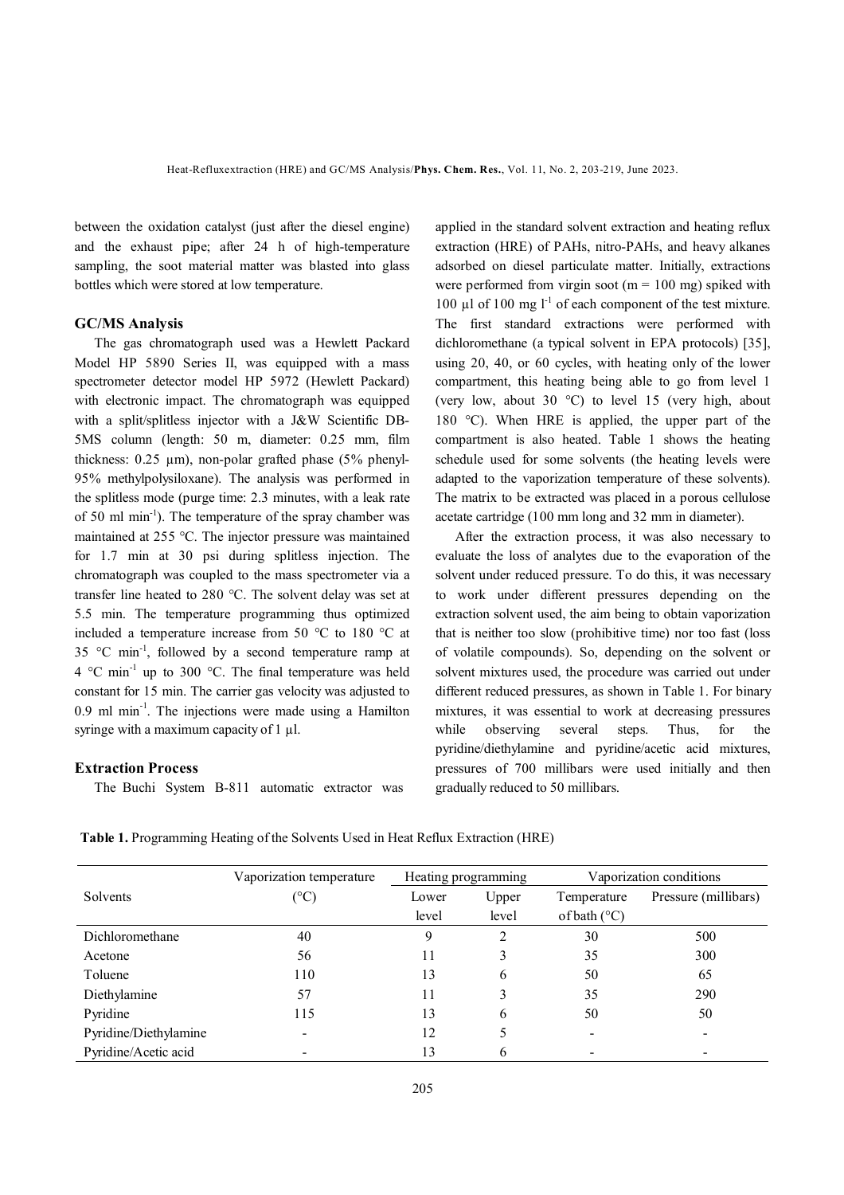between the oxidation catalyst (just after the diesel engine) and the exhaust pipe; after 24 h of high-temperature sampling, the soot material matter was blasted into glass bottles which were stored at low temperature.

## GC/MS Analysis

The gas chromatograph used was a Hewlett Packard Model HP 5890 Series II, was equipped with a mass spectrometer detector model HP 5972 (Hewlett Packard) with electronic impact. The chromatograph was equipped with a split/splitless injector with a J&W Scientific DB-5MS column (length: 50 m, diameter: 0.25 mm, film thickness: 0.25 µm), non-polar grafted phase (5% phenyl-95% methylpolysiloxane). The analysis was performed in the splitless mode (purge time: 2.3 minutes, with a leak rate of 50 ml min$^{-1}$). The temperature of the spray chamber was maintained at 255 °C. The injector pressure was maintained for 1.7 min at 30 psi during splitless injection. The chromatograph was coupled to the mass spectrometer via a transfer line heated to 280 °C. The solvent delay was set at 5.5 min. The temperature programming thus optimized included a temperature increase from 50 °C to 180 °C at 35 °C min$^{-1}$, followed by a second temperature ramp at 4 °C min$^{-1}$ up to 300 °C. The final temperature was held constant for 15 min. The carrier gas velocity was adjusted to 0.9 ml min$^{-1}$. The injections were made using a Hamilton syringe with a maximum capacity of 1 µl.

## Extraction Process

The Buchi System B-811 automatic extractor was applied in the standard solvent extraction and heating reflux extraction (HRE) of PAHs, nitro-PAHs, and heavy alkanes adsorbed on diesel particulate matter. Initially, extractions were performed from virgin soot (m = 100 mg) spiked with 100 µl of 100 mg l$^{-1}$ of each component of the test mixture. The first standard extractions were performed with dichloromethane (a typical solvent in EPA protocols) [35], using 20, 40, or 60 cycles, with heating only of the lower compartment, this heating being able to go from level 1 (very low, about 30 °C) to level 15 (very high, about 180 °C). When HRE is applied, the upper part of the compartment is also heated. Table 1 shows the heating schedule used for some solvents (the heating levels were adapted to the vaporization temperature of these solvents). The matrix to be extracted was placed in a porous cellulose acetate cartridge (100 mm long and 32 mm in diameter).

After the extraction process, it was also necessary to evaluate the loss of analytes due to the evaporation of the solvent under reduced pressure. To do this, it was necessary to work under different pressures depending on the extraction solvent used, the aim being to obtain vaporization that is neither too slow (prohibitive time) nor too fast (loss of volatile compounds). So, depending on the solvent or solvent mixtures used, the procedure was carried out under different reduced pressures, as shown in Table 1. For binary mixtures, it was essential to work at decreasing pressures while observing several steps. Thus, for the pyridine/diethylamine and pyridine/acetic acid mixtures, pressures of 700 millibars were used initially and then gradually reduced to 50 millibars.

**Table 1.** Programming Heating of the Solvents Used in Heat Reflux Extraction (HRE)

| Solvents | Vaporization temperature (°C) | Heating programming | | Vaporization conditions | |
|---|---|---|---|---|---|
| | | Lower level | Upper level | Temperature of bath (°C) | Pressure (millibars) |
| Dichloromethane | 40 | 9 | 2 | 30 | 500 |
| Acetone | 56 | 11 | 3 | 35 | 300 |
| Toluene | 110 | 13 | 6 | 50 | 65 |
| Diethylamine | 57 | 11 | 3 | 35 | 290 |
| Pyridine | 115 | 13 | 6 | 50 | 50 |
| Pyridine/Diethylamine | - | 12 | 5 | - | - |
| Pyridine/Acetic acid | - | 13 | 6 | - | - |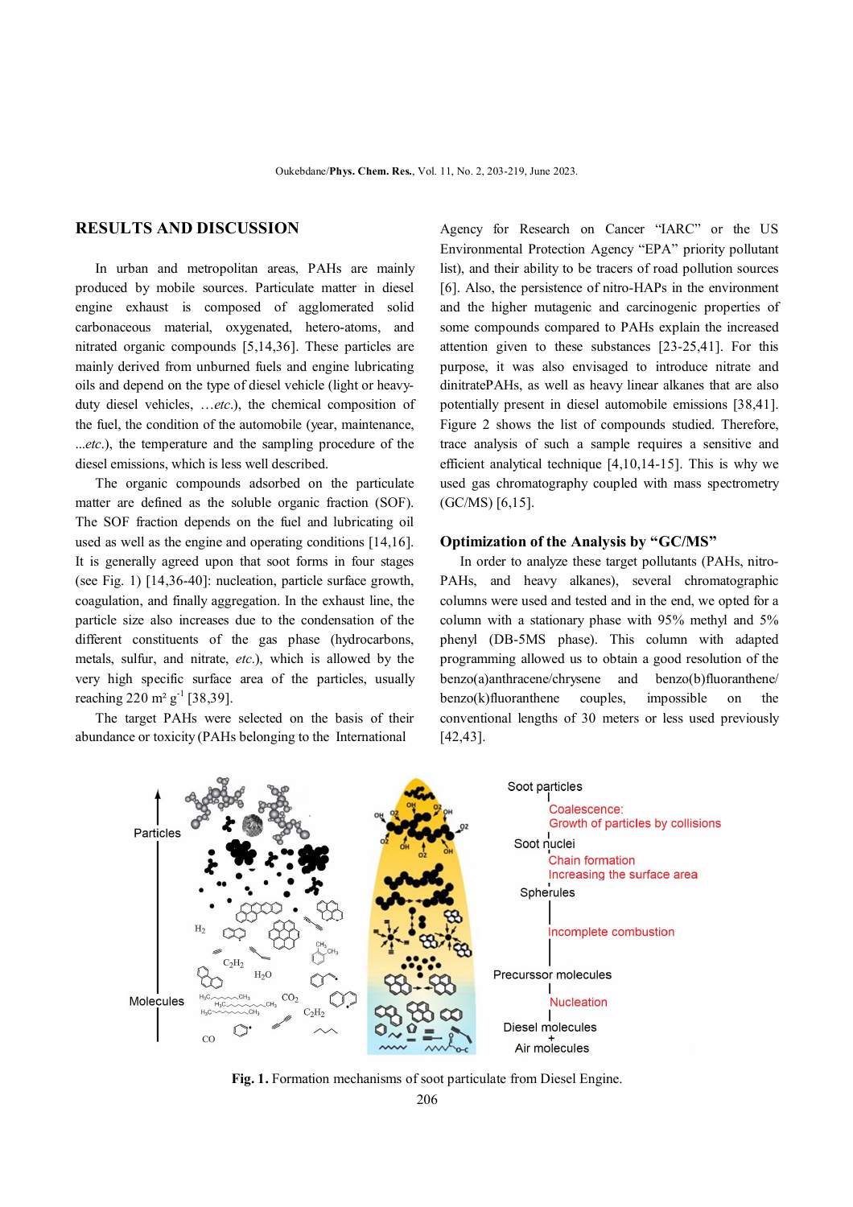## RESULTS AND DISCUSSION

In urban and metropolitan areas, PAHs are mainly produced by mobile sources. Particulate matter in diesel engine exhaust is composed of agglomerated solid carbonaceous material, oxygenated, hetero-atoms, and nitrated organic compounds [5,14,36]. These particles are mainly derived from unburned fuels and engine lubricating oils and depend on the type of diesel vehicle (light or heavy-duty diesel vehicles, …*etc*.), the chemical composition of the fuel, the condition of the automobile (year, maintenance, ...*etc*.), the temperature and the sampling procedure of the diesel emissions, which is less well described.

The organic compounds adsorbed on the particulate matter are defined as the soluble organic fraction (SOF). The SOF fraction depends on the fuel and lubricating oil used as well as the engine and operating conditions [14,16]. It is generally agreed upon that soot forms in four stages (see Fig. 1) [14,36-40]: nucleation, particle surface growth, coagulation, and finally aggregation. In the exhaust line, the particle size also increases due to the condensation of the different constituents of the gas phase (hydrocarbons, metals, sulfur, and nitrate, *etc*.), which is allowed by the very high specific surface area of the particles, usually reaching 220 $m^2 g^{-1}$ [38,39].

The target PAHs were selected on the basis of their abundance or toxicity (PAHs belonging to the International Agency for Research on Cancer "IARC" or the US Environmental Protection Agency "EPA" priority pollutant list), and their ability to be tracers of road pollution sources [6]. Also, the persistence of nitro-HAPs in the environment and the higher mutagenic and carcinogenic properties of some compounds compared to PAHs explain the increased attention given to these substances [23-25,41]. For this purpose, it was also envisaged to introduce nitrate and dinitratePAHs, as well as heavy linear alkanes that are also potentially present in diesel automobile emissions [38,41]. Figure 2 shows the list of compounds studied. Therefore, trace analysis of such a sample requires a sensitive and efficient analytical technique [4,10,14-15]. This is why we used gas chromatography coupled with mass spectrometry (GC/MS) [6,15].

### Optimization of the Analysis by "GC/MS"

In order to analyze these target pollutants (PAHs, nitro-PAHs, and heavy alkanes), several chromatographic columns were used and tested and in the end, we opted for a column with a stationary phase with 95% methyl and 5% phenyl (DB-5MS phase). This column with adapted programming allowed us to obtain a good resolution of the benzo(a)anthracene/chrysene and benzo(b)fluoranthene/benzo(k)fluoranthene couples, impossible on the conventional lengths of 30 meters or less used previously [42,43].

**Fig. 1.** Formation mechanisms of soot particulate from Diesel Engine.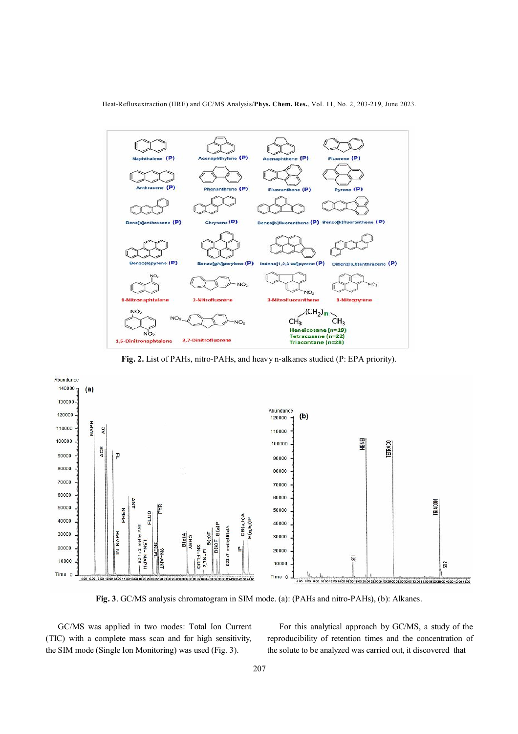**Fig. 2.** List of PAHs, nitro-PAHs, and heavy n-alkanes studied (P: EPA priority).

**Fig. 3**. GC/MS analysis chromatogram in SIM mode. (a): (PAHs and nitro-PAHs), (b): Alkanes.

GC/MS was applied in two modes: Total Ion Current (TIC) with a complete mass scan and for high sensitivity, the SIM mode (Single Ion Monitoring) was used (Fig. 3).

For this analytical approach by GC/MS, a study of the reproducibility of retention times and the concentration of the solute to be analyzed was carried out, it discovered that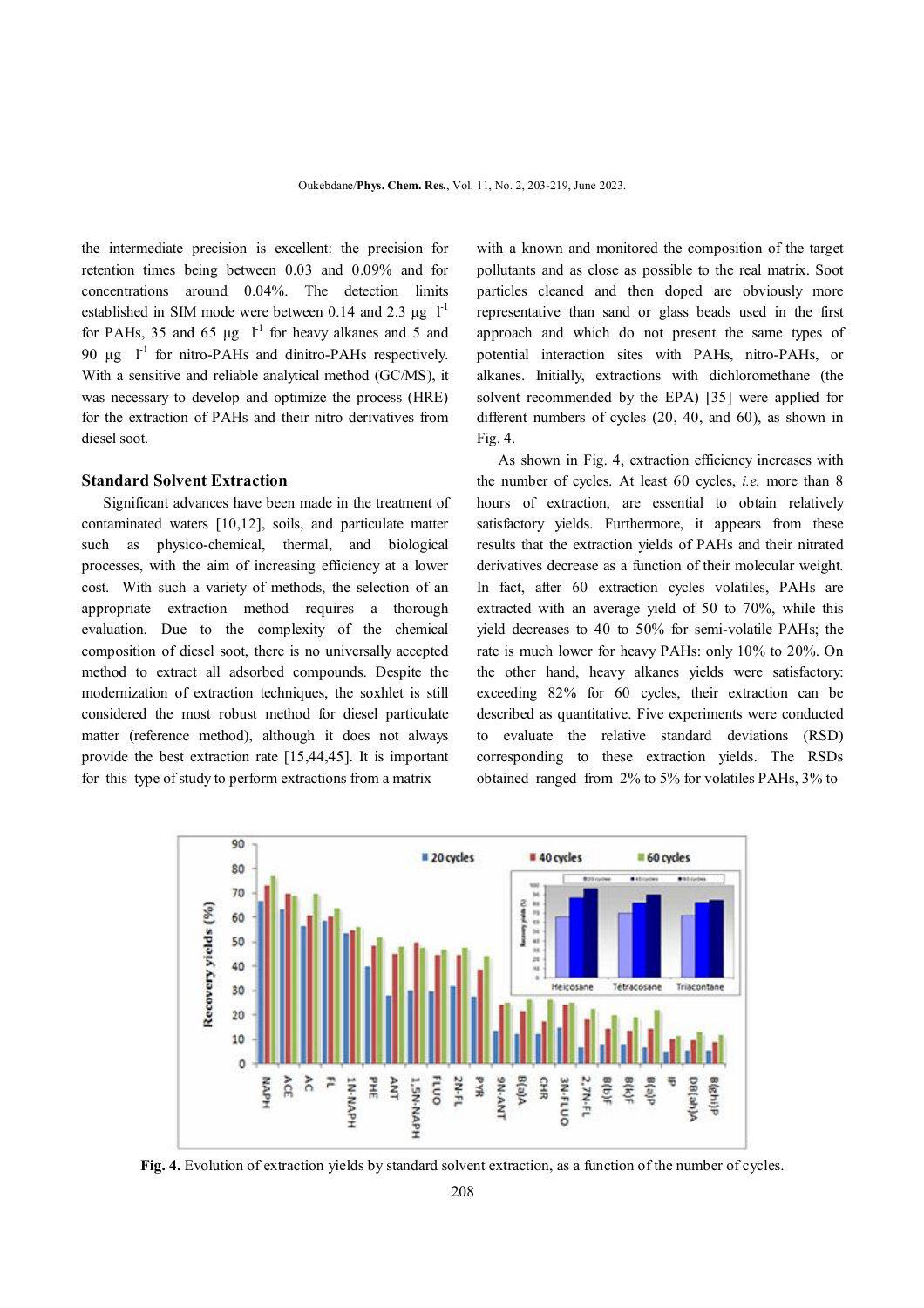the intermediate precision is excellent: the precision for retention times being between 0.03 and 0.09% and for concentrations around 0.04%. The detection limits established in SIM mode were between 0.14 and 2.3 µg $l^{-1}$ for PAHs, 35 and 65 µg $l^{-1}$ for heavy alkanes and 5 and 90 µg $l^{-1}$ for nitro-PAHs and dinitro-PAHs respectively. With a sensitive and reliable analytical method (GC/MS), it was necessary to develop and optimize the process (HRE) for the extraction of PAHs and their nitro derivatives from diesel soot.

## Standard Solvent Extraction

Significant advances have been made in the treatment of contaminated waters [10,12], soils, and particulate matter such as physico-chemical, thermal, and biological processes, with the aim of increasing efficiency at a lower cost. With such a variety of methods, the selection of an appropriate extraction method requires a thorough evaluation. Due to the complexity of the chemical composition of diesel soot, there is no universally accepted method to extract all adsorbed compounds. Despite the modernization of extraction techniques, the soxhlet is still considered the most robust method for diesel particulate matter (reference method), although it does not always provide the best extraction rate [15,44,45]. It is important for this type of study to perform extractions from a matrix with a known and monitored the composition of the target pollutants and as close as possible to the real matrix. Soot particles cleaned and then doped are obviously more representative than sand or glass beads used in the first approach and which do not present the same types of potential interaction sites with PAHs, nitro-PAHs, or alkanes. Initially, extractions with dichloromethane (the solvent recommended by the EPA) [35] were applied for different numbers of cycles (20, 40, and 60), as shown in Fig. 4.

As shown in Fig. 4, extraction efficiency increases with the number of cycles. At least 60 cycles, *i.e.* more than 8 hours of extraction, are essential to obtain relatively satisfactory yields. Furthermore, it appears from these results that the extraction yields of PAHs and their nitrated derivatives decrease as a function of their molecular weight. In fact, after 60 extraction cycles volatiles, PAHs are extracted with an average yield of 50 to 70%, while this yield decreases to 40 to 50% for semi-volatile PAHs; the rate is much lower for heavy PAHs: only 10% to 20%. On the other hand, heavy alkanes yields were satisfactory: exceeding 82% for 60 cycles, their extraction can be described as quantitative. Five experiments were conducted to evaluate the relative standard deviations (RSD) corresponding to these extraction yields. The RSDs obtained ranged from 2% to 5% for volatiles PAHs, 3% to

**Fig. 4.** Evolution of extraction yields by standard solvent extraction, as a function of the number of cycles.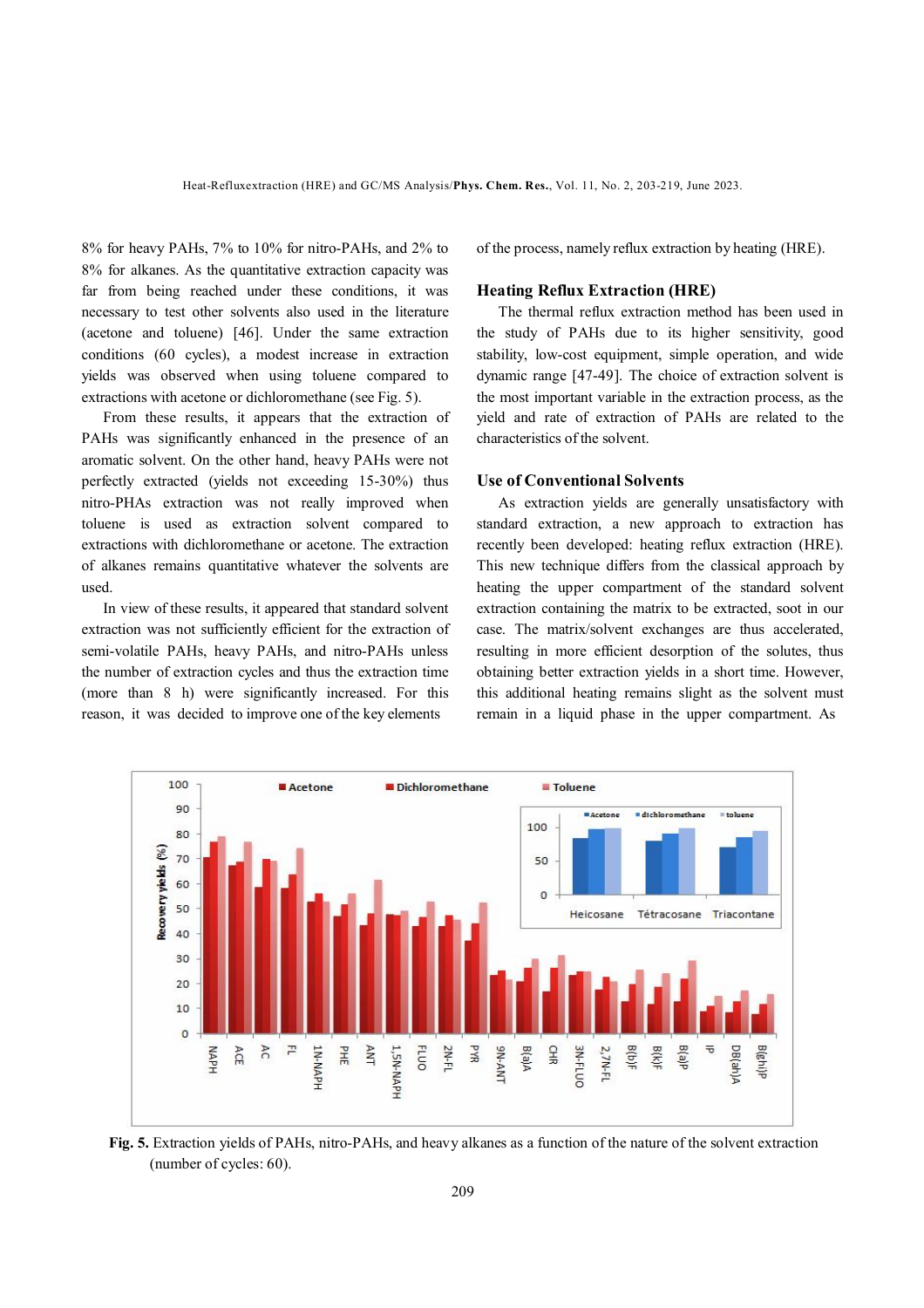8% for heavy PAHs, 7% to 10% for nitro-PAHs, and 2% to 8% for alkanes. As the quantitative extraction capacity was far from being reached under these conditions, it was necessary to test other solvents also used in the literature (acetone and toluene) [46]. Under the same extraction conditions (60 cycles), a modest increase in extraction yields was observed when using toluene compared to extractions with acetone or dichloromethane (see Fig. 5).

From these results, it appears that the extraction of PAHs was significantly enhanced in the presence of an aromatic solvent. On the other hand, heavy PAHs were not perfectly extracted (yields not exceeding 15-30%) thus nitro-PHAs extraction was not really improved when toluene is used as extraction solvent compared to extractions with dichloromethane or acetone. The extraction of alkanes remains quantitative whatever the solvents are used.

In view of these results, it appeared that standard solvent extraction was not sufficiently efficient for the extraction of semi-volatile PAHs, heavy PAHs, and nitro-PAHs unless the number of extraction cycles and thus the extraction time (more than 8 h) were significantly increased. For this reason, it was decided to improve one of the key elements of the process, namely reflux extraction by heating (HRE).

## Heating Reflux Extraction (HRE)

The thermal reflux extraction method has been used in the study of PAHs due to its higher sensitivity, good stability, low-cost equipment, simple operation, and wide dynamic range [47-49]. The choice of extraction solvent is the most important variable in the extraction process, as the yield and rate of extraction of PAHs are related to the characteristics of the solvent.

## Use of Conventional Solvents

As extraction yields are generally unsatisfactory with standard extraction, a new approach to extraction has recently been developed: heating reflux extraction (HRE). This new technique differs from the classical approach by heating the upper compartment of the standard solvent extraction containing the matrix to be extracted, soot in our case. The matrix/solvent exchanges are thus accelerated, resulting in more efficient desorption of the solutes, thus obtaining better extraction yields in a short time. However, this additional heating remains slight as the solvent must remain in a liquid phase in the upper compartment. As

**Fig. 5.** Extraction yields of PAHs, nitro-PAHs, and heavy alkanes as a function of the nature of the solvent extraction (number of cycles: 60).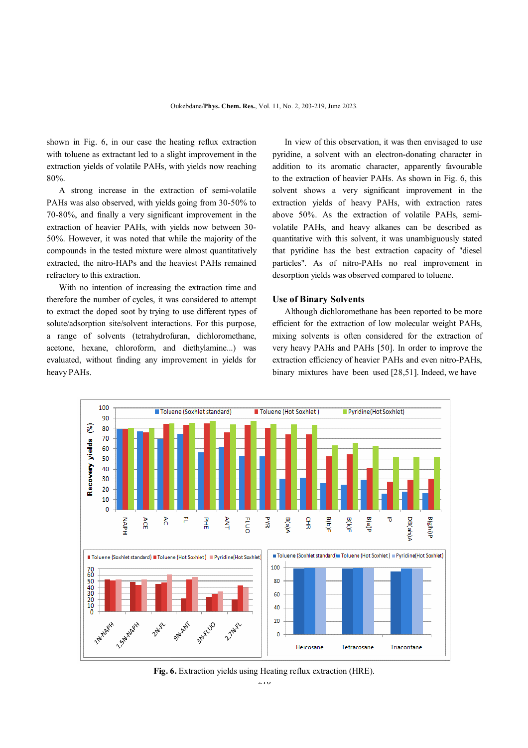shown in Fig. 6, in our case the heating reflux extraction with toluene as extractant led to a slight improvement in the extraction yields of volatile PAHs, with yields now reaching 80%.

A strong increase in the extraction of semi-volatile PAHs was also observed, with yields going from 30-50% to 70-80%, and finally a very significant improvement in the extraction of heavier PAHs, with yields now between 30-50%. However, it was noted that while the majority of the compounds in the tested mixture were almost quantitatively extracted, the nitro-HAPs and the heaviest PAHs remained refractory to this extraction.

With no intention of increasing the extraction time and therefore the number of cycles, it was considered to attempt to extract the doped soot by trying to use different types of solute/adsorption site/solvent interactions. For this purpose, a range of solvents (tetrahydrofuran, dichloromethane, acetone, hexane, chloroform, and diethylamine...) was evaluated, without finding any improvement in yields for heavy PAHs.

In view of this observation, it was then envisaged to use pyridine, a solvent with an electron-donating character in addition to its aromatic character, apparently favourable to the extraction of heavier PAHs. As shown in Fig. 6, this solvent shows a very significant improvement in the extraction yields of heavy PAHs, with extraction rates above 50%. As the extraction of volatile PAHs, semi-volatile PAHs, and heavy alkanes can be described as quantitative with this solvent, it was unambiguously stated that pyridine has the best extraction capacity of "diesel particles". As of nitro-PAHs no real improvement in desorption yields was observed compared to toluene.

## Use of Binary Solvents

Although dichloromethane has been reported to be more efficient for the extraction of low molecular weight PAHs, mixing solvents is often considered for the extraction of very heavy PAHs and PAHs [50]. In order to improve the extraction efficiency of heavier PAHs and even nitro-PAHs, binary mixtures have been used [28,51]. Indeed, we have

**Fig. 6.** Extraction yields using Heating reflux extraction (HRE).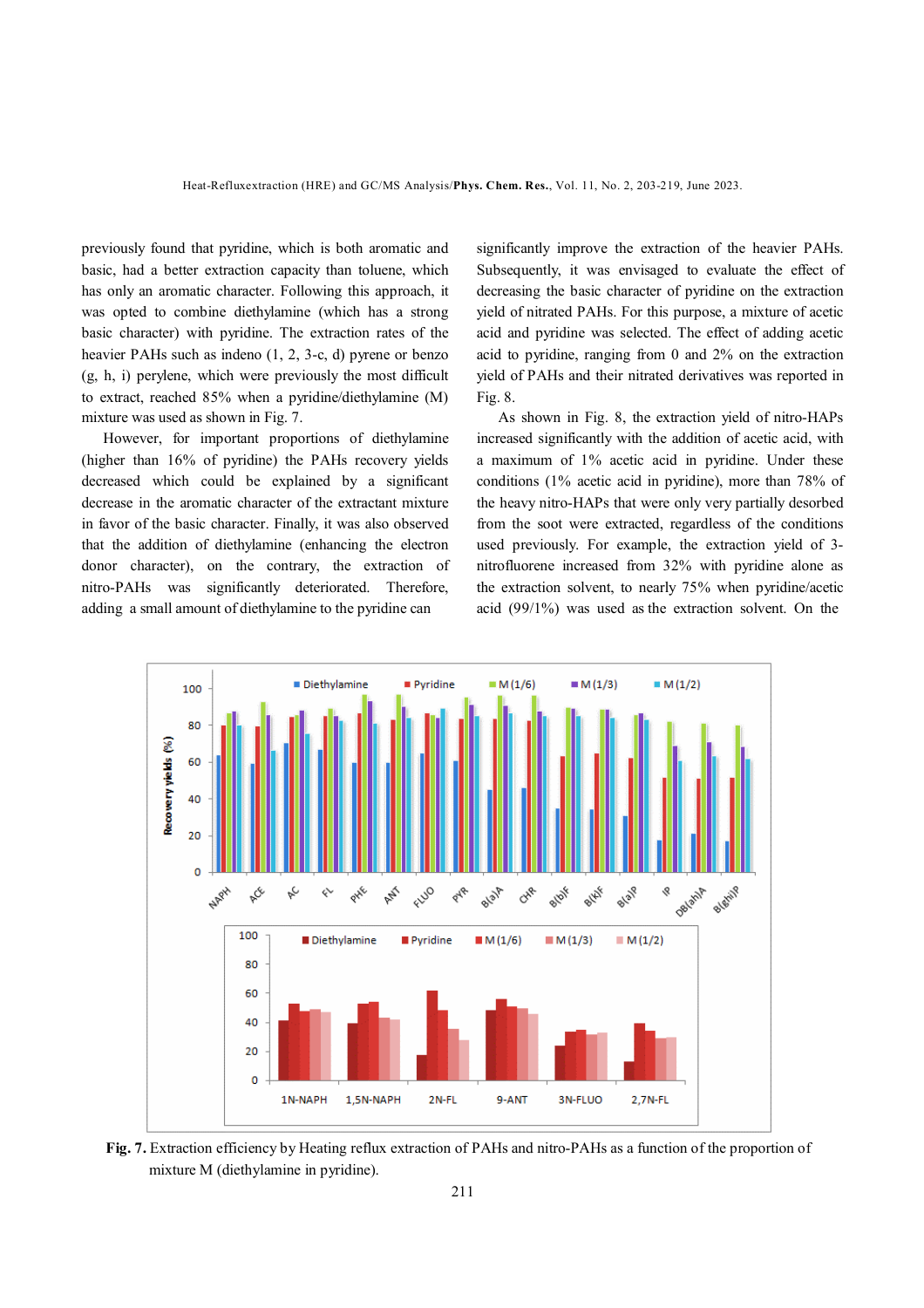previously found that pyridine, which is both aromatic and basic, had a better extraction capacity than toluene, which has only an aromatic character. Following this approach, it was opted to combine diethylamine (which has a strong basic character) with pyridine. The extraction rates of the heavier PAHs such as indeno (1, 2, 3-c, d) pyrene or benzo (g, h, i) perylene, which were previously the most difficult to extract, reached 85% when a pyridine/diethylamine (M) mixture was used as shown in Fig. 7.

However, for important proportions of diethylamine (higher than 16% of pyridine) the PAHs recovery yields decreased which could be explained by a significant decrease in the aromatic character of the extractant mixture in favor of the basic character. Finally, it was also observed that the addition of diethylamine (enhancing the electron donor character), on the contrary, the extraction of nitro-PAHs was significantly deteriorated. Therefore, adding a small amount of diethylamine to the pyridine can significantly improve the extraction of the heavier PAHs. Subsequently, it was envisaged to evaluate the effect of decreasing the basic character of pyridine on the extraction yield of nitrated PAHs. For this purpose, a mixture of acetic acid and pyridine was selected. The effect of adding acetic acid to pyridine, ranging from 0 and 2% on the extraction yield of PAHs and their nitrated derivatives was reported in Fig. 8.

As shown in Fig. 8, the extraction yield of nitro-HAPs increased significantly with the addition of acetic acid, with a maximum of 1% acetic acid in pyridine. Under these conditions (1% acetic acid in pyridine), more than 78% of the heavy nitro-HAPs that were only very partially desorbed from the soot were extracted, regardless of the conditions used previously. For example, the extraction yield of 3-nitrofluorene increased from 32% with pyridine alone as the extraction solvent, to nearly 75% when pyridine/acetic acid (99/1%) was used as the extraction solvent. On the

**Fig. 7.** Extraction efficiency by Heating reflux extraction of PAHs and nitro-PAHs as a function of the proportion of mixture M (diethylamine in pyridine).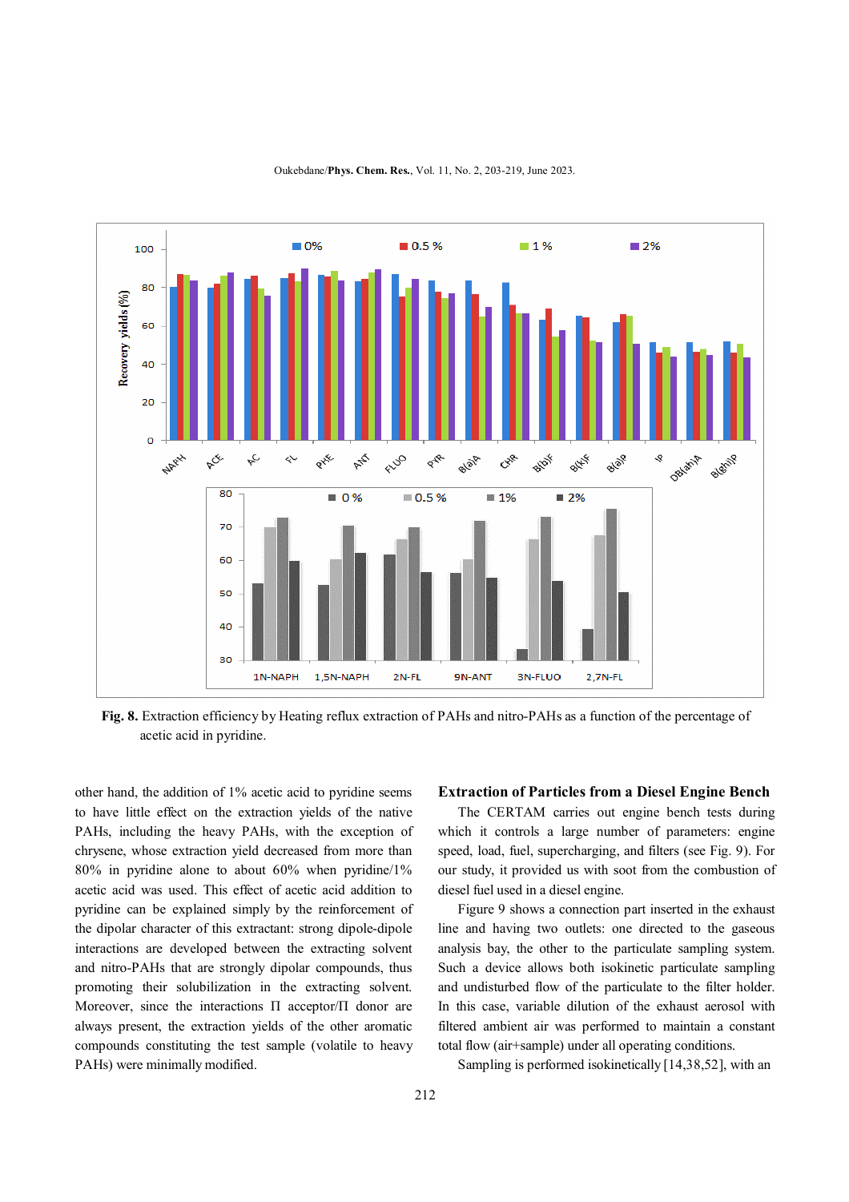**Fig. 8.** Extraction efficiency by Heating reflux extraction of PAHs and nitro-PAHs as a function of the percentage of acetic acid in pyridine.

other hand, the addition of 1% acetic acid to pyridine seems to have little effect on the extraction yields of the native PAHs, including the heavy PAHs, with the exception of chrysene, whose extraction yield decreased from more than 80% in pyridine alone to about 60% when pyridine/1% acetic acid was used. This effect of acetic acid addition to pyridine can be explained simply by the reinforcement of the dipolar character of this extractant: strong dipole-dipole interactions are developed between the extracting solvent and nitro-PAHs that are strongly dipolar compounds, thus promoting their solubilization in the extracting solvent. Moreover, since the interactions Π acceptor/Π donor are always present, the extraction yields of the other aromatic compounds constituting the test sample (volatile to heavy PAHs) were minimally modified.

## Extraction of Particles from a Diesel Engine Bench

The CERTAM carries out engine bench tests during which it controls a large number of parameters: engine speed, load, fuel, supercharging, and filters (see Fig. 9). For our study, it provided us with soot from the combustion of diesel fuel used in a diesel engine.

Figure 9 shows a connection part inserted in the exhaust line and having two outlets: one directed to the gaseous analysis bay, the other to the particulate sampling system. Such a device allows both isokinetic particulate sampling and undisturbed flow of the particulate to the filter holder. In this case, variable dilution of the exhaust aerosol with filtered ambient air was performed to maintain a constant total flow (air+sample) under all operating conditions.

Sampling is performed isokinetically [14,38,52], with an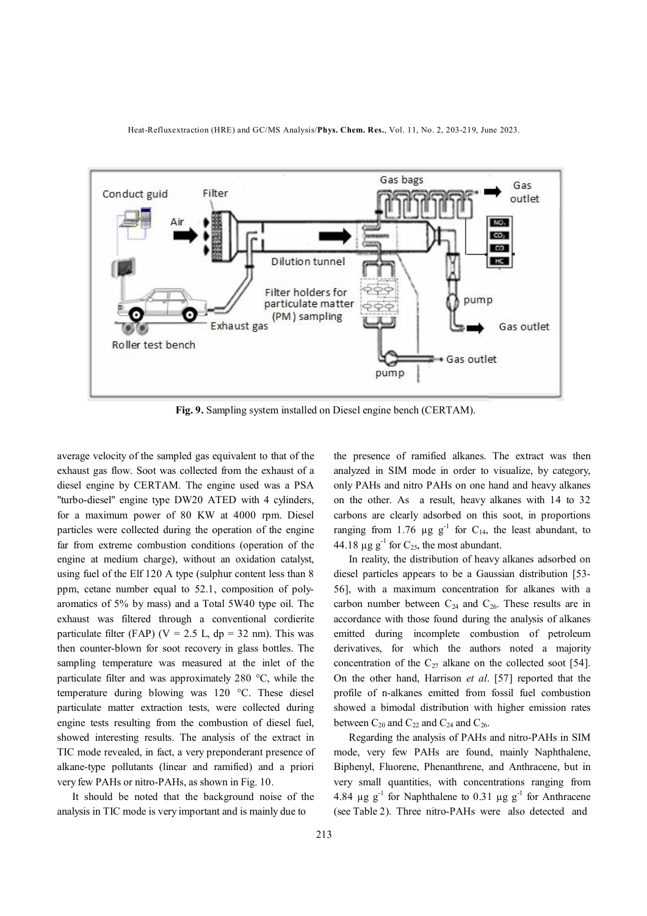Fig. 9. Sampling system installed on Diesel engine bench (CERTAM).

average velocity of the sampled gas equivalent to that of the exhaust gas flow. Soot was collected from the exhaust of a diesel engine by CERTAM. The engine used was a PSA "turbo-diesel" engine type DW20 ATED with 4 cylinders, for a maximum power of 80 KW at 4000 rpm. Diesel particles were collected during the operation of the engine far from extreme combustion conditions (operation of the engine at medium charge), without an oxidation catalyst, using fuel of the Elf 120 A type (sulphur content less than 8 ppm, cetane number equal to 52.1, composition of poly-aromatics of 5% by mass) and a Total 5W40 type oil. The exhaust was filtered through a conventional cordierite particulate filter (FAP) (V = 2.5 L, dp = 32 nm). This was then counter-blown for soot recovery in glass bottles. The sampling temperature was measured at the inlet of the particulate filter and was approximately 280 °C, while the temperature during blowing was 120 °C. These diesel particulate matter extraction tests, were collected during engine tests resulting from the combustion of diesel fuel, showed interesting results. The analysis of the extract in TIC mode revealed, in fact, a very preponderant presence of alkane-type pollutants (linear and ramified) and a priori very few PAHs or nitro-PAHs, as shown in Fig. 10.

It should be noted that the background noise of the analysis in TIC mode is very important and is mainly due to the presence of ramified alkanes. The extract was then analyzed in SIM mode in order to visualize, by category, only PAHs and nitro PAHs on one hand and heavy alkanes on the other. As a result, heavy alkanes with 14 to 32 carbons are clearly adsorbed on this soot, in proportions ranging from 1.76 µg $g^{-1}$ for $C_{14}$, the least abundant, to 44.18 µg $g^{-1}$ for $C_{25}$, the most abundant.

In reality, the distribution of heavy alkanes adsorbed on diesel particles appears to be a Gaussian distribution [53-56], with a maximum concentration for alkanes with a carbon number between $C_{24}$ and $C_{26}$. These results are in accordance with those found during the analysis of alkanes emitted during incomplete combustion of petroleum derivatives, for which the authors noted a majority concentration of the $C_{27}$ alkane on the collected soot [54]. On the other hand, Harrison *et al*. [57] reported that the profile of n-alkanes emitted from fossil fuel combustion showed a bimodal distribution with higher emission rates between $C_{20}$ and $C_{22}$ and $C_{24}$ and $C_{26}$.

Regarding the analysis of PAHs and nitro-PAHs in SIM mode, very few PAHs are found, mainly Naphthalene, Biphenyl, Fluorene, Phenanthrene, and Anthracene, but in very small quantities, with concentrations ranging from 4.84 µg $g^{-1}$ for Naphthalene to 0.31 µg $g^{-1}$ for Anthracene (see Table 2). Three nitro-PAHs were also detected and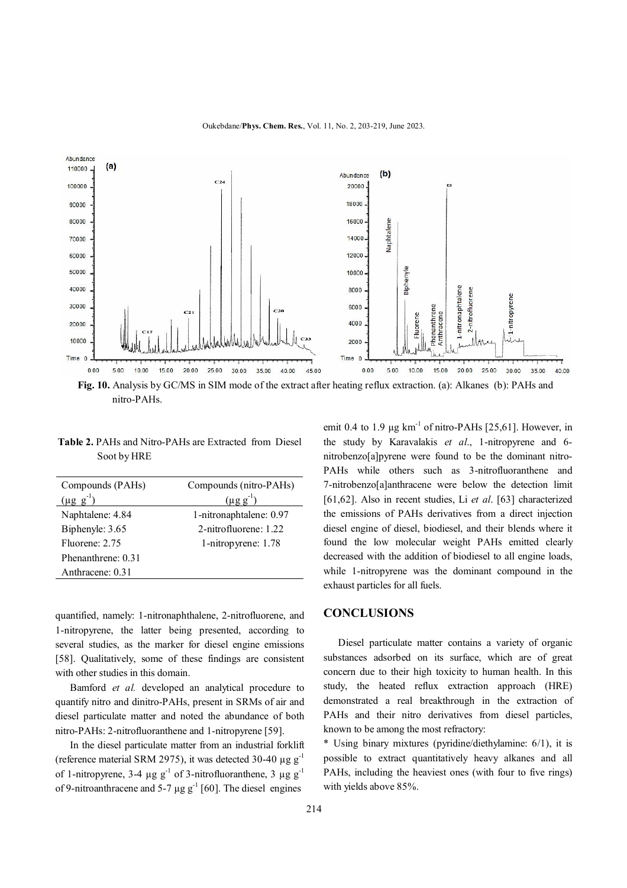**Fig. 10.** Analysis by GC/MS in SIM mode of the extract after heating reflux extraction. (a): Alkanes (b): PAHs and nitro-PAHs.

**Table 2.** PAHs and Nitro-PAHs are Extracted from Diesel Soot by HRE

| Compounds (PAHs) ($\mu g\ g^{-1}$) | Compounds (nitro-PAHs) ($\mu g\ g^{-1}$) |
|---|---|
| Naphtalene: 4.84 | 1-nitronaphtalene: 0.97 |
| Biphenyle: 3.65 | 2-nitrofluorene: 1.22 |
| Fluorene: 2.75 | 1-nitropyrene: 1.78 |
| Phenanthrene: 0.31 | |
| Anthracene: 0.31 | |

quantified, namely: 1-nitronaphthalene, 2-nitrofluorene, and 1-nitropyrene, the latter being presented, according to several studies, as the marker for diesel engine emissions [58]. Qualitatively, some of these findings are consistent with other studies in this domain.

Bamford *et al.* developed an analytical procedure to quantify nitro and dinitro-PAHs, present in SRMs of air and diesel particulate matter and noted the abundance of both nitro-PAHs: 2-nitrofluoranthene and 1-nitropyrene [59].

In the diesel particulate matter from an industrial forklift (reference material SRM 2975), it was detected 30-40 $\mu g\ g^{-1}$ of 1-nitropyrene, 3-4 $\mu g\ g^{-1}$ of 3-nitrofluoranthene, 3 $\mu g\ g^{-1}$ of 9-nitroanthracene and 5-7 $\mu g\ g^{-1}$ [60]. The diesel engines emit 0.4 to 1.9 $\mu g\ km^{-1}$ of nitro-PAHs [25,61]. However, in the study by Karavalakis *et al*., 1-nitropyrene and 6-nitrobenzo[a]pyrene were found to be the dominant nitro-PAHs while others such as 3-nitrofluoranthene and 7-nitrobenzo[a]anthracene were below the detection limit [61,62]. Also in recent studies, Li *et al*. [63] characterized the emissions of PAHs derivatives from a direct injection diesel engine of diesel, biodiesel, and their blends where it found the low molecular weight PAHs emitted clearly decreased with the addition of biodiesel to all engine loads, while 1-nitropyrene was the dominant compound in the exhaust particles for all fuels.

## CONCLUSIONS

Diesel particulate matter contains a variety of organic substances adsorbed on its surface, which are of great concern due to their high toxicity to human health. In this study, the heated reflux extraction approach (HRE) demonstrated a real breakthrough in the extraction of PAHs and their nitro derivatives from diesel particles, known to be among the most refractory:

* Using binary mixtures (pyridine/diethylamine: 6/1), it is possible to extract quantitatively heavy alkanes and all PAHs, including the heaviest ones (with four to five rings) with yields above 85%.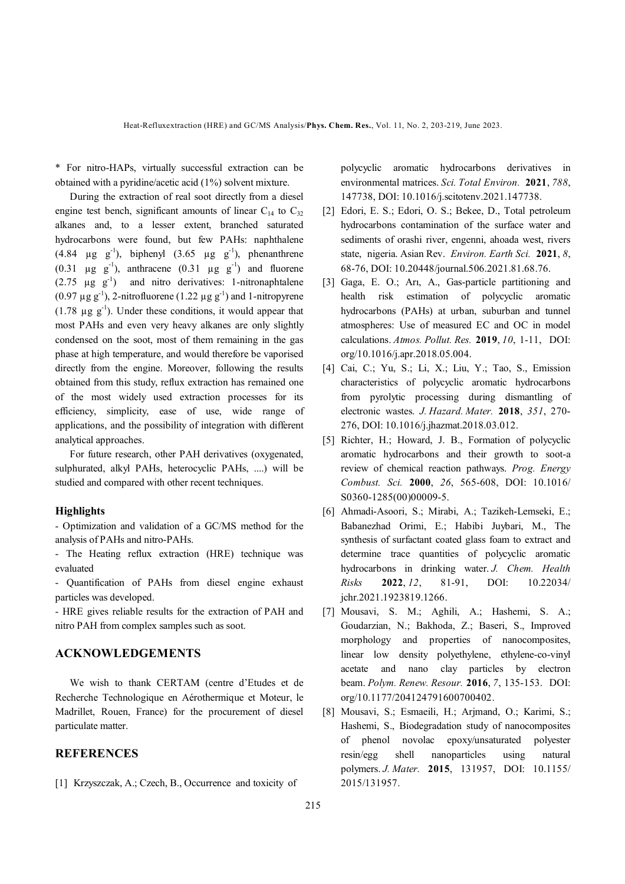* For nitro-HAPs, virtually successful extraction can be obtained with a pyridine/acetic acid (1%) solvent mixture.

During the extraction of real soot directly from a diesel engine test bench, significant amounts of linear $C_{14}$ to $C_{32}$ alkanes and, to a lesser extent, branched saturated hydrocarbons were found, but few PAHs: naphthalene (4.84 µg g$^{-1}$), biphenyl (3.65 µg g$^{-1}$), phenanthrene (0.31 µg g$^{-1}$), anthracene (0.31 µg g$^{-1}$) and fluorene (2.75 µg g$^{-1}$) and nitro derivatives: 1-nitronaphtalene (0.97 µg g$^{-1}$), 2-nitrofluorene (1.22 µg g$^{-1}$) and 1-nitropyrene (1.78 µg g$^{-1}$). Under these conditions, it would appear that most PAHs and even very heavy alkanes are only slightly condensed on the soot, most of them remaining in the gas phase at high temperature, and would therefore be vaporised directly from the engine. Moreover, following the results obtained from this study, reflux extraction has remained one of the most widely used extraction processes for its efficiency, simplicity, ease of use, wide range of applications, and the possibility of integration with different analytical approaches.

For future research, other PAH derivatives (oxygenated, sulphurated, alkyl PAHs, heterocyclic PAHs, ....) will be studied and compared with other recent techniques.

### Highlights

- Optimization and validation of a GC/MS method for the analysis of PAHs and nitro-PAHs.
- The Heating reflux extraction (HRE) technique was evaluated
- Quantification of PAHs from diesel engine exhaust particles was developed.
- HRE gives reliable results for the extraction of PAH and nitro PAH from complex samples such as soot.

## ACKNOWLEDGEMENTS

We wish to thank CERTAM (centre d'Etudes et de Recherche Technologique en Aérothermique et Moteur, le Madrillet, Rouen, France) for the procurement of diesel particulate matter.

## REFERENCES

[1] Krzyszczak, A.; Czech, B., Occurrence and toxicity of polycyclic aromatic hydrocarbons derivatives in environmental matrices. *Sci. Total Environ.* **2021**, *788*, 147738, DOI: 10.1016/j.scitotenv.2021.147738.

[2] Edori, E. S.; Edori, O. S.; Bekee, D., Total petroleum hydrocarbons contamination of the surface water and sediments of orashi river, engenni, ahoada west, rivers state, nigeria. Asian Rev. *Environ. Earth Sci.* **2021**, *8*, 68-76, DOI: 10.20448/journal.506.2021.81.68.76.

[3] Gaga, E. O.; Arı, A., Gas-particle partitioning and health risk estimation of polycyclic aromatic hydrocarbons (PAHs) at urban, suburban and tunnel atmospheres: Use of measured EC and OC in model calculations. *Atmos. Pollut. Res.* **2019**, *10*, 1-11, DOI: org/10.1016/j.apr.2018.05.004.

[4] Cai, C.; Yu, S.; Li, X.; Liu, Y.; Tao, S., Emission characteristics of polycyclic aromatic hydrocarbons from pyrolytic processing during dismantling of electronic wastes. *J. Hazard. Mater.* **2018**, *351*, 270-276, DOI: 10.1016/j.jhazmat.2018.03.012.

[5] Richter, H.; Howard, J. B., Formation of polycyclic aromatic hydrocarbons and their growth to soot-a review of chemical reaction pathways. *Prog. Energy Combust. Sci.* **2000**, *26*, 565-608, DOI: 10.1016/ S0360-1285(00)00009-5.

[6] Ahmadi-Asoori, S.; Mirabi, A.; Tazikeh-Lemseki, E.; Babanezhad Orimi, E.; Habibi Juybari, M., The synthesis of surfactant coated glass foam to extract and determine trace quantities of polycyclic aromatic hydrocarbons in drinking water. *J. Chem. Health Risks* **2022**, *12*, 81-91, DOI: 10.22034/ jchr.2021.1923819.1266.

[7] Mousavi, S. M.; Aghili, A.; Hashemi, S. A.; Goudarzian, N.; Bakhoda, Z.; Baseri, S., Improved morphology and properties of nanocomposites, linear low density polyethylene, ethylene-co-vinyl acetate and nano clay particles by electron beam. *Polym. Renew. Resour.* **2016**, *7*, 135-153. DOI: org/10.1177/204124791600700402.

[8] Mousavi, S.; Esmaeili, H.; Arjmand, O.; Karimi, S.; Hashemi, S., Biodegradation study of nanocomposites of phenol novolac epoxy/unsaturated polyester resin/egg shell nanoparticles using natural polymers. *J. Mater.* **2015**, 131957, DOI: 10.1155/ 2015/131957.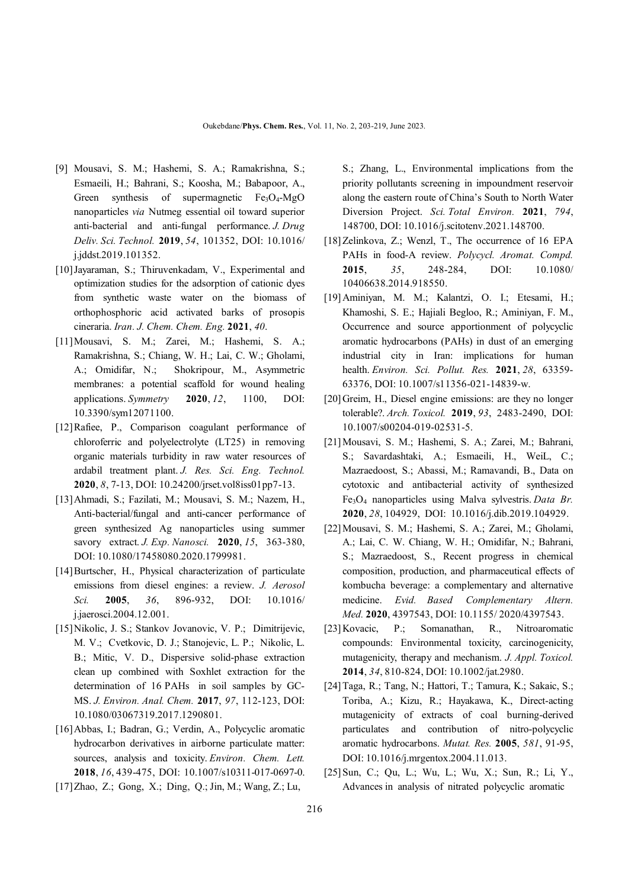[9] Mousavi, S. M.; Hashemi, S. A.; Ramakrishna, S.; Esmaeili, H.; Bahrani, S.; Koosha, M.; Babapoor, A., Green synthesis of supermagnetic $Fe_3O_4$-MgO nanoparticles *via* Nutmeg essential oil toward superior anti-bacterial and anti-fungal performance. *J. Drug Deliv. Sci. Technol.* **2019**, *54*, 101352, DOI: 10.1016/j.jddst.2019.101352.

[10] Jayaraman, S.; Thiruvenkadam, V., Experimental and optimization studies for the adsorption of cationic dyes from synthetic waste water on the biomass of orthophosphoric acid activated barks of prosopis cineraria. *Iran. J. Chem. Chem. Eng.* **2021**, *40*.

[11] Mousavi, S. M.; Zarei, M.; Hashemi, S. A.; Ramakrishna, S.; Chiang, W. H.; Lai, C. W.; Gholami, A.; Omidifar, N.; Shokripour, M., Asymmetric membranes: a potential scaffold for wound healing applications. *Symmetry* **2020**, *12*, 1100, DOI: 10.3390/sym12071100.

[12] Rafiee, P., Comparison coagulant performance of chloroferric and polyelectrolyte (LT25) in removing organic materials turbidity in raw water resources of ardabil treatment plant. *J. Res. Sci. Eng. Technol.* **2020**, *8*, 7-13, DOI: 10.24200/jrset.vol8iss01pp7-13.

[13] Ahmadi, S.; Fazilati, M.; Mousavi, S. M.; Nazem, H., Anti-bacterial/fungal and anti-cancer performance of green synthesized Ag nanoparticles using summer savory extract. *J. Exp. Nanosci.* **2020**, *15*, 363-380, DOI: 10.1080/17458080.2020.1799981.

[14] Burtscher, H., Physical characterization of particulate emissions from diesel engines: a review. *J. Aerosol Sci.* **2005**, *36*, 896-932, DOI: 10.1016/j.jaerosci.2004.12.001.

[15] Nikolic, J. S.; Stankov Jovanovic, V. P.; Dimitrijevic, M. V.; Cvetkovic, D. J.; Stanojevic, L. P.; Nikolic, L. B.; Mitic, V. D., Dispersive solid-phase extraction clean up combined with Soxhlet extraction for the determination of 16 PAHs in soil samples by GC-MS. *J. Environ. Anal. Chem.* **2017**, *97*, 112-123, DOI: 10.1080/03067319.2017.1290801.

[16] Abbas, I.; Badran, G.; Verdin, A., Polycyclic aromatic hydrocarbon derivatives in airborne particulate matter: sources, analysis and toxicity. *Environ. Chem. Lett.* **2018**, *16*, 439-475, DOI: 10.1007/s10311-017-0697-0.

[17] Zhao, Z.; Gong, X.; Ding, Q.; Jin, M.; Wang, Z.; Lu, S.; Zhang, L., Environmental implications from the priority pollutants screening in impoundment reservoir along the eastern route of China's South to North Water Diversion Project. *Sci. Total Environ.* **2021**, *794*, 148700, DOI: 10.1016/j.scitotenv.2021.148700.

[18] Zelinkova, Z.; Wenzl, T., The occurrence of 16 EPA PAHs in food-A review. *Polycycl. Aromat. Compd.* **2015**, *35*, 248-284, DOI: 10.1080/10406638.2014.918550.

[19] Aminiyan, M. M.; Kalantzi, O. I.; Etesami, H.; Khamoshi, S. E.; Hajiali Begloo, R.; Aminiyan, F. M., Occurrence and source apportionment of polycyclic aromatic hydrocarbons (PAHs) in dust of an emerging industrial city in Iran: implications for human health. *Environ. Sci. Pollut. Res.* **2021**, *28*, 63359-63376, DOI: 10.1007/s11356-021-14839-w.

[20] Greim, H., Diesel engine emissions: are they no longer tolerable?. *Arch. Toxicol.* **2019**, *93*, 2483-2490, DOI: 10.1007/s00204-019-02531-5.

[21] Mousavi, S. M.; Hashemi, S. A.; Zarei, M.; Bahrani, S.; Savardashtaki, A.; Esmaeili, H., WeiL, C.; Mazraedoost, S.; Abassi, M.; Ramavandi, B., Data on cytotoxic and antibacterial activity of synthesized $Fe_3O_4$ nanoparticles using Malva sylvestris. *Data Br.* **2020**, *28*, 104929, DOI: 10.1016/j.dib.2019.104929.

[22] Mousavi, S. M.; Hashemi, S. A.; Zarei, M.; Gholami, A.; Lai, C. W. Chiang, W. H.; Omidifar, N.; Bahrani, S.; Mazraedoost, S., Recent progress in chemical composition, production, and pharmaceutical effects of kombucha beverage: a complementary and alternative medicine. *Evid. Based Complementary Altern. Med.* **2020**, 4397543, DOI: 10.1155/2020/4397543.

[23] Kovacic, P.; Somanathan, R., Nitroaromatic compounds: Environmental toxicity, carcinogenicity, mutagenicity, therapy and mechanism. *J. Appl. Toxicol.* **2014**, *34*, 810-824, DOI: 10.1002/jat.2980.

[24] Taga, R.; Tang, N.; Hattori, T.; Tamura, K.; Sakaic, S.; Toriba, A.; Kizu, R.; Hayakawa, K., Direct-acting mutagenicity of extracts of coal burning-derived particulates and contribution of nitro-polycyclic aromatic hydrocarbons. *Mutat. Res.* **2005**, *581*, 91-95, DOI: 10.1016/j.mrgentox.2004.11.013.

[25] Sun, C.; Qu, L.; Wu, L.; Wu, X.; Sun, R.; Li, Y., Advances in analysis of nitrated polycyclic aromatic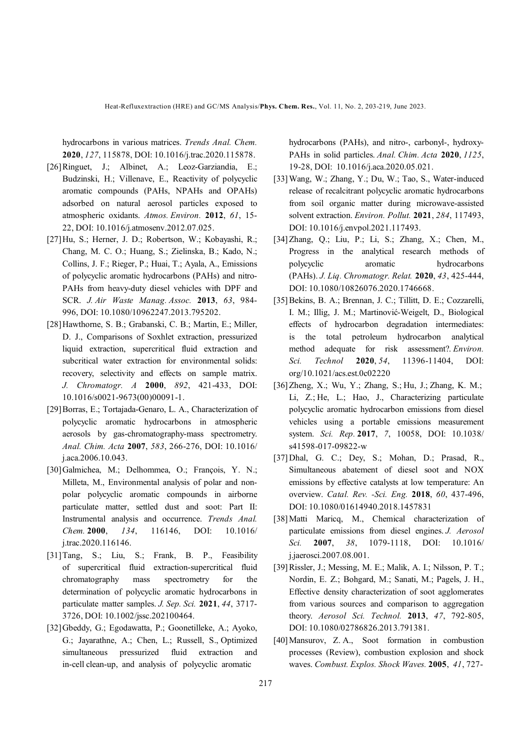hydrocarbons in various matrices. *Trends Anal. Chem.* **2020**, *127*, 115878, DOI: 10.1016/j.trac.2020.115878.

[26] Ringuet, J.; Albinet, A.; Leoz-Garziandia, E.; Budzinski, H.; Villenave, E., Reactivity of polycyclic aromatic compounds (PAHs, NPAHs and OPAHs) adsorbed on natural aerosol particles exposed to atmospheric oxidants. *Atmos. Environ.* **2012**, *61*, 15-22, DOI: 10.1016/j.atmosenv.2012.07.025.

[27] Hu, S.; Herner, J. D.; Robertson, W.; Kobayashi, R.; Chang, M. C. O.; Huang, S.; Zielinska, B.; Kado, N.; Collins, J. F.; Rieger, P.; Huai, T.; Ayala, A., Emissions of polycyclic aromatic hydrocarbons (PAHs) and nitro-PAHs from heavy-duty diesel vehicles with DPF and SCR. *J. Air Waste Manag. Assoc.* **2013**, *63*, 984-996, DOI: 10.1080/10962247.2013.795202.

[28] Hawthorne, S. B.; Grabanski, C. B.; Martin, E.; Miller, D. J., Comparisons of Soxhlet extraction, pressurized liquid extraction, supercritical fluid extraction and subcritical water extraction for environmental solids: recovery, selectivity and effects on sample matrix. *J. Chromatogr. A* **2000**, *892*, 421-433, DOI: 10.1016/s0021-9673(00)00091-1.

[29] Borras, E.; Tortajada-Genaro, L. A., Characterization of polycyclic aromatic hydrocarbons in atmospheric aerosols by gas-chromatography-mass spectrometry. *Anal. Chim. Acta* **2007**, *583*, 266-276, DOI: 10.1016/j.aca.2006.10.043.

[30] Galmichea, M.; Delhommea, O.; François, Y. N.; Milleta, M., Environmental analysis of polar and non-polar polycyclic aromatic compounds in airborne particulate matter, settled dust and soot: Part II: Instrumental analysis and occurrence. *Trends Anal. Chem.* **2000**, *134*, 116146, DOI: 10.1016/j.trac.2020.116146.

[31] Tang, S.; Liu, S.; Frank, B. P., Feasibility of supercritical fluid extraction-supercritical fluid chromatography mass spectrometry for the determination of polycyclic aromatic hydrocarbons in particulate matter samples. *J. Sep. Sci.* **2021**, *44*, 3717-3726, DOI: 10.1002/jssc.202100464.

[32] Gbeddy, G.; Egodawatta, P.; Goonetilleke, A.; Ayoko, G.; Jayarathne, A.; Chen, L.; Russell, S., Optimized simultaneous pressurized fluid extraction and in-cell clean-up, and analysis of polycyclic aromatic hydrocarbons (PAHs), and nitro-, carbonyl-, hydroxy-PAHs in solid particles. *Anal. Chim. Acta* **2020**, *1125*, 19-28, DOI: 10.1016/j.aca.2020.05.021.

[33] Wang, W.; Zhang, Y.; Du, W.; Tao, S., Water-induced release of recalcitrant polycyclic aromatic hydrocarbons from soil organic matter during microwave-assisted solvent extraction. *Environ. Pollut.* **2021**, *284*, 117493, DOI: 10.1016/j.envpol.2021.117493.

[34] Zhang, Q.; Liu, P.; Li, S.; Zhang, X.; Chen, M., Progress in the analytical research methods of polycyclic aromatic hydrocarbons (PAHs). *J. Liq. Chromatogr. Relat.* **2020**, *43*, 425-444, DOI: 10.1080/10826076.2020.1746668.

[35] Bekins, B. A.; Brennan, J. C.; Tillitt, D. E.; Cozzarelli, I. M.; Illig, J. M.; Martinović-Weigelt, D., Biological effects of hydrocarbon degradation intermediates: is the total petroleum hydrocarbon analytical method adequate for risk assessment?. *Environ. Sci. Technol* **2020**, *54*, 11396-11404, DOI: org/10.1021/acs.est.0c02220

[36] Zheng, X.; Wu, Y.; Zhang, S.; Hu, J.; Zhang, K. M.; Li, Z.; He, L.; Hao, J., Characterizing particulate polycyclic aromatic hydrocarbon emissions from diesel vehicles using a portable emissions measurement system. *Sci. Rep.* **2017**, *7*, 10058, DOI: 10.1038/s41598-017-09822-w

[37] Dhal, G. C.; Dey, S.; Mohan, D.; Prasad, R., Simultaneous abatement of diesel soot and NOX emissions by effective catalysts at low temperature: An overview. *Catal. Rev. -Sci. Eng.* **2018**, *60*, 437-496, DOI: 10.1080/01614940.2018.1457831

[38] Matti Maricq, M., Chemical characterization of particulate emissions from diesel engines. *J. Aerosol Sci.* **2007**, *38*, 1079-1118, DOI: 10.1016/j.jaerosci.2007.08.001.

[39] Rissler, J.; Messing, M. E.; Malik, A. I.; Nilsson, P. T.; Nordin, E. Z.; Bohgard, M.; Sanati, M.; Pagels, J. H., Effective density characterization of soot agglomerates from various sources and comparison to aggregation theory. *Aerosol Sci. Technol.* **2013**, *47*, 792-805, DOI: 10.1080/02786826.2013.791381.

[40] Mansurov, Z. A., Soot formation in combustion processes (Review), combustion explosion and shock waves. *Combust. Explos. Shock Waves.* **2005**, *41*, 727-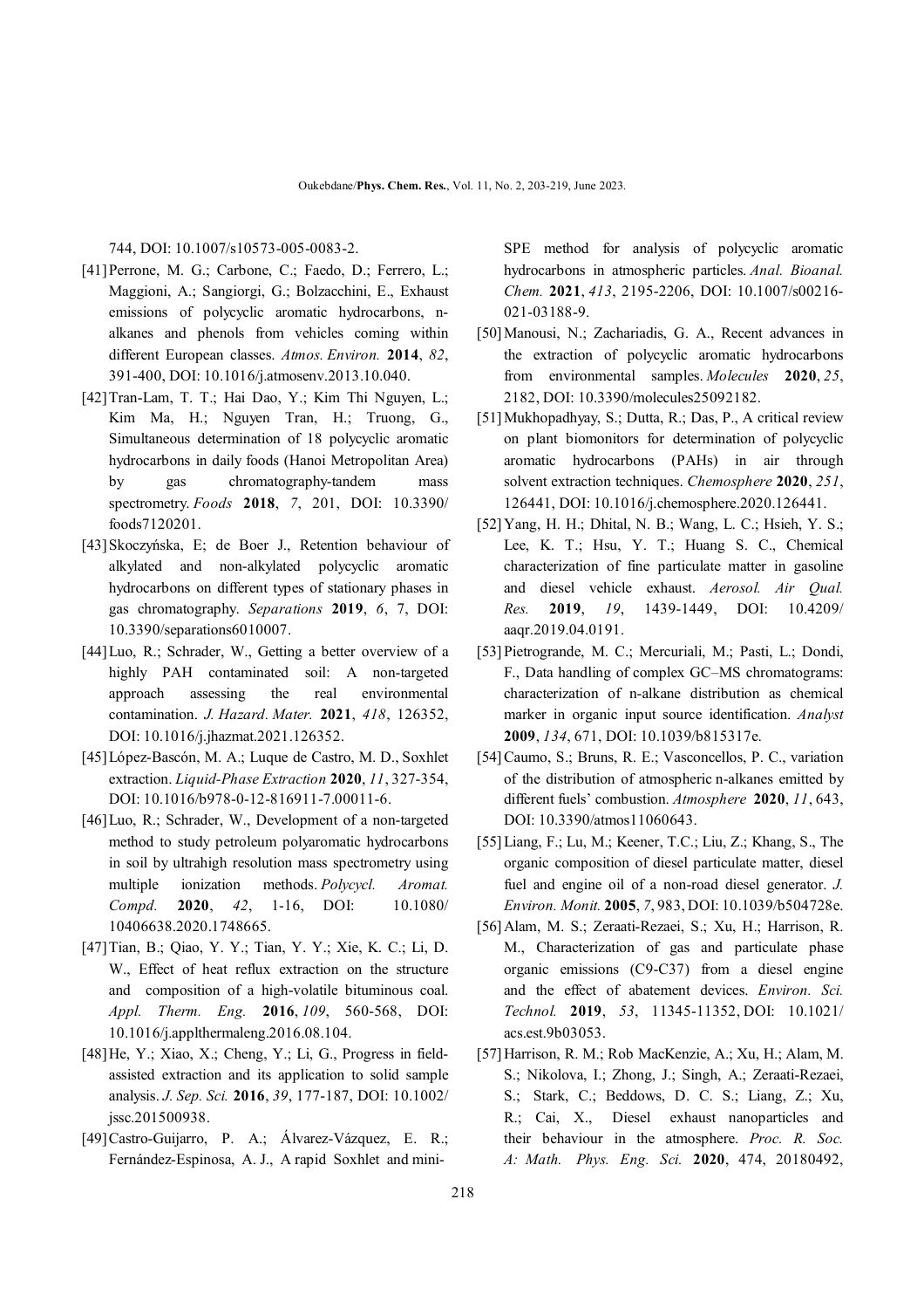744, DOI: 10.1007/s10573-005-0083-2.

[41] Perrone, M. G.; Carbone, C.; Faedo, D.; Ferrero, L.; Maggioni, A.; Sangiorgi, G.; Bolzacchini, E., Exhaust emissions of polycyclic aromatic hydrocarbons, n-alkanes and phenols from vehicles coming within different European classes. *Atmos. Environ.* **2014**, *82*, 391-400, DOI: 10.1016/j.atmosenv.2013.10.040.

[42] Tran-Lam, T. T.; Hai Dao, Y.; Kim Thi Nguyen, L.; Kim Ma, H.; Nguyen Tran, H.; Truong, G., Simultaneous determination of 18 polycyclic aromatic hydrocarbons in daily foods (Hanoi Metropolitan Area) by gas chromatography-tandem mass spectrometry. *Foods* **2018**, *7*, 201, DOI: 10.3390/foods7120201.

[43] Skoczyńska, E; de Boer J., Retention behaviour of alkylated and non-alkylated polycyclic aromatic hydrocarbons on different types of stationary phases in gas chromatography. *Separations* **2019**, *6*, 7, DOI: 10.3390/separations6010007.

[44] Luo, R.; Schrader, W., Getting a better overview of a highly PAH contaminated soil: A non-targeted approach assessing the real environmental contamination. *J. Hazard. Mater.* **2021**, *418*, 126352, DOI: 10.1016/j.jhazmat.2021.126352.

[45] López-Bascón, M. A.; Luque de Castro, M. D., Soxhlet extraction. *Liquid-Phase Extraction* **2020**, *11*, 327-354, DOI: 10.1016/b978-0-12-816911-7.00011-6.

[46] Luo, R.; Schrader, W., Development of a non-targeted method to study petroleum polyaromatic hydrocarbons in soil by ultrahigh resolution mass spectrometry using multiple ionization methods. *Polycycl. Aromat. Compd.* **2020**, *42*, 1-16, DOI: 10.1080/10406638.2020.1748665.

[47] Tian, B.; Qiao, Y. Y.; Tian, Y. Y.; Xie, K. C.; Li, D. W., Effect of heat reflux extraction on the structure and composition of a high-volatile bituminous coal. *Appl. Therm. Eng.* **2016**, *109*, 560-568, DOI: 10.1016/j.applthermaleng.2016.08.104.

[48] He, Y.; Xiao, X.; Cheng, Y.; Li, G., Progress in field-assisted extraction and its application to solid sample analysis. *J. Sep. Sci.* **2016**, *39*, 177-187, DOI: 10.1002/jssc.201500938.

[49] Castro-Guijarro, P. A.; Álvarez-Vázquez, E. R.; Fernández-Espinosa, A. J., A rapid Soxhlet and mini-SPE method for analysis of polycyclic aromatic hydrocarbons in atmospheric particles. *Anal. Bioanal. Chem.* **2021**, *413*, 2195-2206, DOI: 10.1007/s00216-021-03188-9.

[50] Manousi, N.; Zachariadis, G. A., Recent advances in the extraction of polycyclic aromatic hydrocarbons from environmental samples. *Molecules* **2020**, *25*, 2182, DOI: 10.3390/molecules25092182.

[51] Mukhopadhyay, S.; Dutta, R.; Das, P., A critical review on plant biomonitors for determination of polycyclic aromatic hydrocarbons (PAHs) in air through solvent extraction techniques. *Chemosphere* **2020**, *251*, 126441, DOI: 10.1016/j.chemosphere.2020.126441.

[52] Yang, H. H.; Dhital, N. B.; Wang, L. C.; Hsieh, Y. S.; Lee, K. T.; Hsu, Y. T.; Huang S. C., Chemical characterization of fine particulate matter in gasoline and diesel vehicle exhaust. *Aerosol. Air Qual. Res.* **2019**, *19*, 1439-1449, DOI: 10.4209/aaqr.2019.04.0191.

[53] Pietrogrande, M. C.; Mercuriali, M.; Pasti, L.; Dondi, F., Data handling of complex GC–MS chromatograms: characterization of n-alkane distribution as chemical marker in organic input source identification. *Analyst* **2009**, *134*, 671, DOI: 10.1039/b815317e.

[54] Caumo, S.; Bruns, R. E.; Vasconcellos, P. C., variation of the distribution of atmospheric n-alkanes emitted by different fuels' combustion. *Atmosphere* **2020**, *11*, 643, DOI: 10.3390/atmos11060643.

[55] Liang, F.; Lu, M.; Keener, T.C.; Liu, Z.; Khang, S., The organic composition of diesel particulate matter, diesel fuel and engine oil of a non-road diesel generator. *J. Environ. Monit.* **2005**, *7*, 983, DOI: 10.1039/b504728e.

[56] Alam, M. S.; Zeraati-Rezaei, S.; Xu, H.; Harrison, R. M., Characterization of gas and particulate phase organic emissions (C9-C37) from a diesel engine and the effect of abatement devices. *Environ. Sci. Technol.* **2019**, *53*, 11345-11352, DOI: 10.1021/acs.est.9b03053.

[57] Harrison, R. M.; Rob MacKenzie, A.; Xu, H.; Alam, M. S.; Nikolova, I.; Zhong, J.; Singh, A.; Zeraati-Rezaei, S.; Stark, C.; Beddows, D. C. S.; Liang, Z.; Xu, R.; Cai, X., Diesel exhaust nanoparticles and their behaviour in the atmosphere. *Proc. R. Soc. A: Math. Phys. Eng. Sci.* **2020**, 474, 20180492,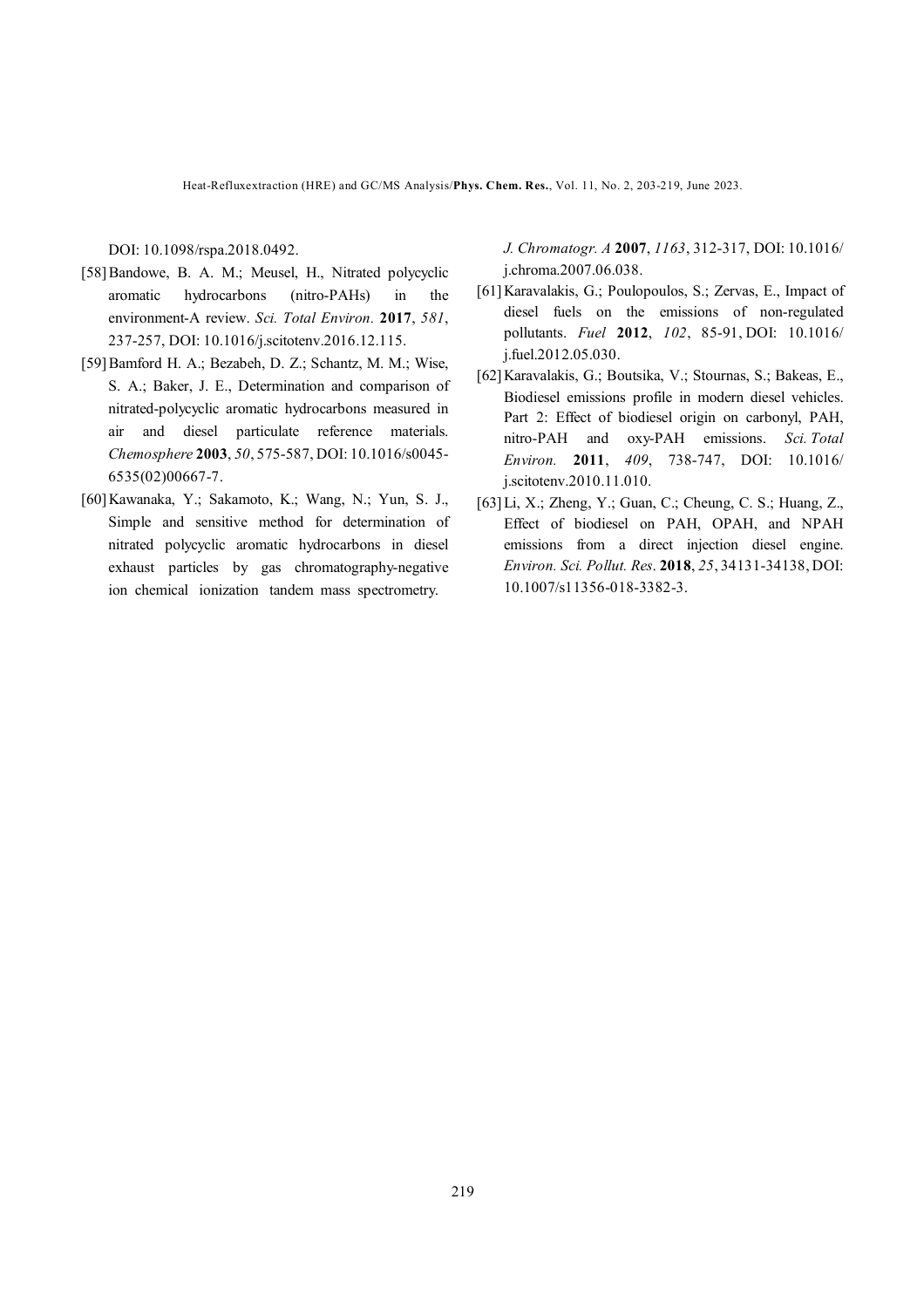DOI: 10.1098/rspa.2018.0492.

[58] Bandowe, B. A. M.; Meusel, H., Nitrated polycyclic aromatic hydrocarbons (nitro-PAHs) in the environment-A review. *Sci. Total Environ.* **2017**, *581*, 237-257, DOI: 10.1016/j.scitotenv.2016.12.115.

[59] Bamford H. A.; Bezabeh, D. Z.; Schantz, M. M.; Wise, S. A.; Baker, J. E., Determination and comparison of nitrated-polycyclic aromatic hydrocarbons measured in air and diesel particulate reference materials. *Chemosphere* **2003**, *50*, 575-587, DOI: 10.1016/s0045-6535(02)00667-7.

[60] Kawanaka, Y.; Sakamoto, K.; Wang, N.; Yun, S. J., Simple and sensitive method for determination of nitrated polycyclic aromatic hydrocarbons in diesel exhaust particles by gas chromatography-negative ion chemical ionization tandem mass spectrometry. *J. Chromatogr. A* **2007**, *1163*, 312-317, DOI: 10.1016/j.chroma.2007.06.038.

[61] Karavalakis, G.; Poulopoulos, S.; Zervas, E., Impact of diesel fuels on the emissions of non-regulated pollutants. *Fuel* **2012**, *102*, 85-91, DOI: 10.1016/j.fuel.2012.05.030.

[62] Karavalakis, G.; Boutsika, V.; Stournas, S.; Bakeas, E., Biodiesel emissions profile in modern diesel vehicles. Part 2: Effect of biodiesel origin on carbonyl, PAH, nitro-PAH and oxy-PAH emissions. *Sci. Total Environ.* **2011**, *409*, 738-747, DOI: 10.1016/j.scitotenv.2010.11.010.

[63] Li, X.; Zheng, Y.; Guan, C.; Cheung, C. S.; Huang, Z., Effect of biodiesel on PAH, OPAH, and NPAH emissions from a direct injection diesel engine. *Environ. Sci. Pollut. Res.* **2018**, *25*, 34131-34138, DOI: 10.1007/s11356-018-3382-3.